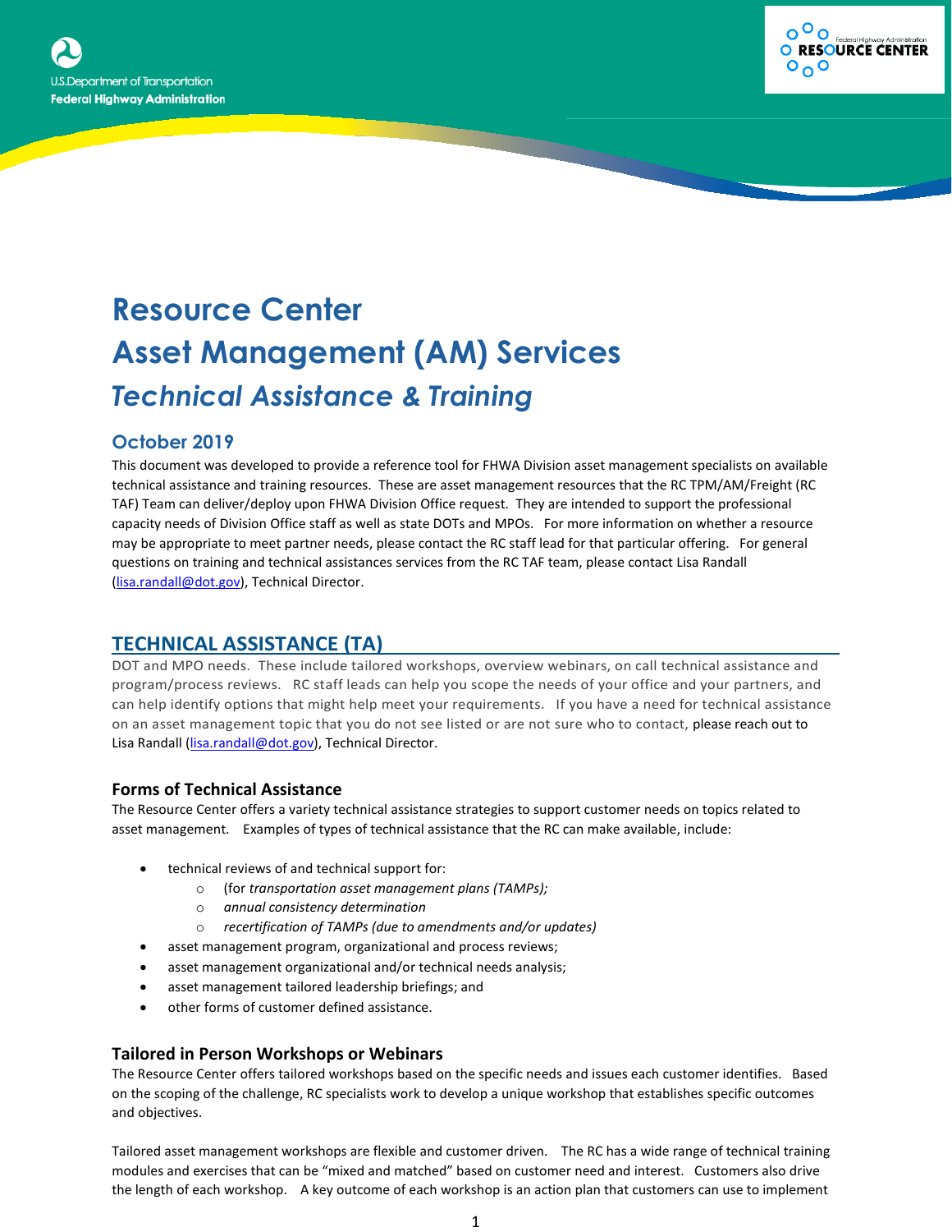# Resource Center

# Asset Management (AM) Services

## *Technical Assistance & Training*

### October 2019

This document was developed to provide a reference tool for FHWA Division asset management specialists on available technical assistance and training resources. These are asset management resources that the RC TPM/AM/Freight (RC TAF) Team can deliver/deploy upon FHWA Division Office request. They are intended to support the professional capacity needs of Division Office staff as well as state DOTs and MPOs. For more information on whether a resource may be appropriate to meet partner needs, please contact the RC staff lead for that particular offering. For general questions on training and technical assistances services from the RC TAF team, please contact Lisa Randall (lisa.randall@dot.gov), Technical Director.

## TECHNICAL ASSISTANCE (TA)

DOT and MPO needs. These include tailored workshops, overview webinars, on call technical assistance and program/process reviews. RC staff leads can help you scope the needs of your office and your partners, and can help identify options that might help meet your requirements. If you have a need for technical assistance on an asset management topic that you do not see listed or are not sure who to contact, please reach out to Lisa Randall (lisa.randall@dot.gov), Technical Director.

### Forms of Technical Assistance

The Resource Center offers a variety technical assistance strategies to support customer needs on topics related to asset management. Examples of types of technical assistance that the RC can make available, include:

- technical reviews of and technical support for:
  - (for *transportation asset management plans (TAMPs);*
  - *annual consistency determination*
  - *recertification of TAMPs (due to amendments and/or updates)*
- asset management program, organizational and process reviews;
- asset management organizational and/or technical needs analysis;
- asset management tailored leadership briefings; and
- other forms of customer defined assistance.

### Tailored in Person Workshops or Webinars

The Resource Center offers tailored workshops based on the specific needs and issues each customer identifies. Based on the scoping of the challenge, RC specialists work to develop a unique workshop that establishes specific outcomes and objectives.

Tailored asset management workshops are flexible and customer driven. The RC has a wide range of technical training modules and exercises that can be "mixed and matched" based on customer need and interest. Customers also drive the length of each workshop. A key outcome of each workshop is an action plan that customers can use to implement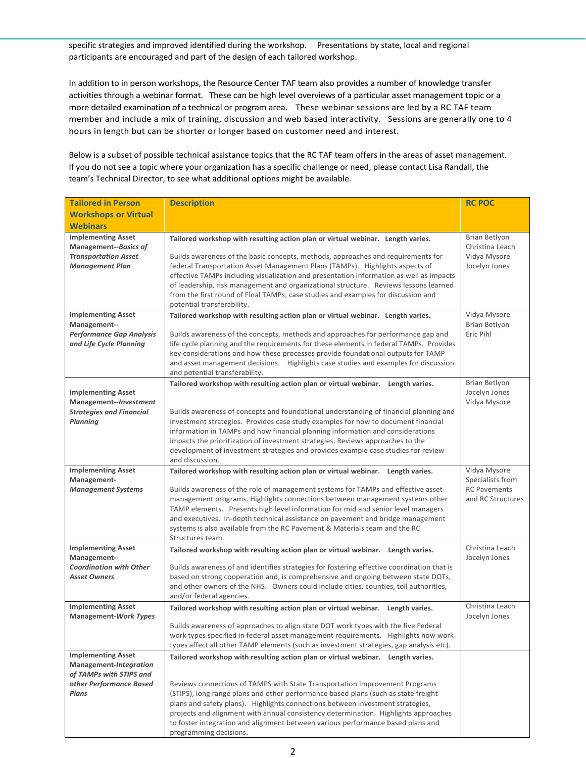specific strategies and improved identified during the workshop. Presentations by state, local and regional participants are encouraged and part of the design of each tailored workshop.

In addition to in person workshops, the Resource Center TAF team also provides a number of knowledge transfer activities through a webinar format. These can be high level overviews of a particular asset management topic or a more detailed examination of a technical or program area. These webinar sessions are led by a RC TAF team member and include a mix of training, discussion and web based interactivity. Sessions are generally one to 4 hours in length but can be shorter or longer based on customer need and interest.

Below is a subset of possible technical assistance topics that the RC TAF team offers in the areas of asset management. If you do not see a topic where your organization has a specific challenge or need, please contact Lisa Randall, the team's Technical Director, to see what additional options might be available.

| Tailored in Person Workshops or Virtual Webinars | Description | RC POC |
|---|---|---|
| **Implementing Asset Management--*Basics of Transportation Asset Management Plan*** | **Tailored workshop with resulting action plan or virtual webinar. Length varies.**<br><br>Builds awareness of the basic concepts, methods, approaches and requirements for federal Transportation Asset Management Plans (TAMPs). Highlights aspects of effective TAMPs including visualization and presentation information as well as impacts of leadership, risk management and organizational structure. Reviews lessons learned from the first round of Final TAMPs, case studies and examples for discussion and potential transferability. | Brian Betlyon<br>Christina Leach<br>Vidya Mysore<br>Jocelyn Jones |
| **Implementing Asset Management--*Performance Gap Analysis and Life Cycle Planning*** | **Tailored workshop with resulting action plan or virtual webinar. Length varies.**<br><br>Builds awareness of the concepts, methods and approaches for performance gap and life cycle planning and the requirements for these elements in federal TAMPs. Provides key considerations and how these processes provide foundational outputs for TAMP and asset management decisions. Highlights case studies and examples for discussion and potential transferability. | Vidya Mysore<br>Brian Betlyon<br>Eric Pihl |
| **Implementing Asset Management--*Investment Strategies and Financial Planning*** | **Tailored workshop with resulting action plan or virtual webinar. Length varies.**<br><br>Builds awareness of concepts and foundational understanding of financial planning and investment strategies. Provides case study examples for how to document financial information in TAMPs and how financial planning information and considerations impacts the prioritization of investment strategies. Reviews approaches to the development of investment strategies and provides example case studies for review and discussion. | Brian Betlyon<br>Jocelyn Jones<br>Vidya Mysore |
| **Implementing Asset Management-*Management Systems*** | **Tailored workshop with resulting action plan or virtual webinar. Length varies.**<br><br>Builds awareness of the role of management systems for TAMPs and effective asset management programs. Highlights connections between management systems other TAMP elements. Presents high level information for mid and senior level managers and executives. In-depth technical assistance on pavement and bridge management systems is also available from the RC Pavement & Materials team and the RC Structures team. | Vidya Mysore<br>Specialists from RC Pavements and RC Structures |
| **Implementing Asset Management--*Coordination with Other Asset Owners*** | **Tailored workshop with resulting action plan or virtual webinar. Length varies.**<br><br>Builds awareness of and identifies strategies for fostering effective coordination that is based on strong cooperation and, is comprehensive and ongoing between state DOTs, and other owners of the NHS. Owners could include cities, counties, toll authorities, and/or federal agencies. | Christina Leach<br>Jocelyn Jones |
| **Implementing Asset Management-*Work Types*** | **Tailored workshop with resulting action plan or virtual webinar. Length varies.**<br><br>Builds awareness of approaches to align state DOT work types with the five Federal work types specified in federal asset management requirements. Highlights how work types affect all other TAMP elements (such as investment strategies, gap analysis etc). | Christina Leach<br>Jocelyn Jones |
| **Implementing Asset Management-*Integration of TAMPs with STIPS and other Performance Based Plans*** | **Tailored workshop with resulting action plan or virtual webinar. Length varies.**<br><br>Reviews connections of TAMPS with State Transportation Improvement Programs (STIPS), long range plans and other performance based plans (such as state freight plans and safety plans). Highlights connections between investment strategies, projects and alignment with annual consistency determination. Highlights approaches to foster integration and alignment between various performance based plans and programming decisions. | |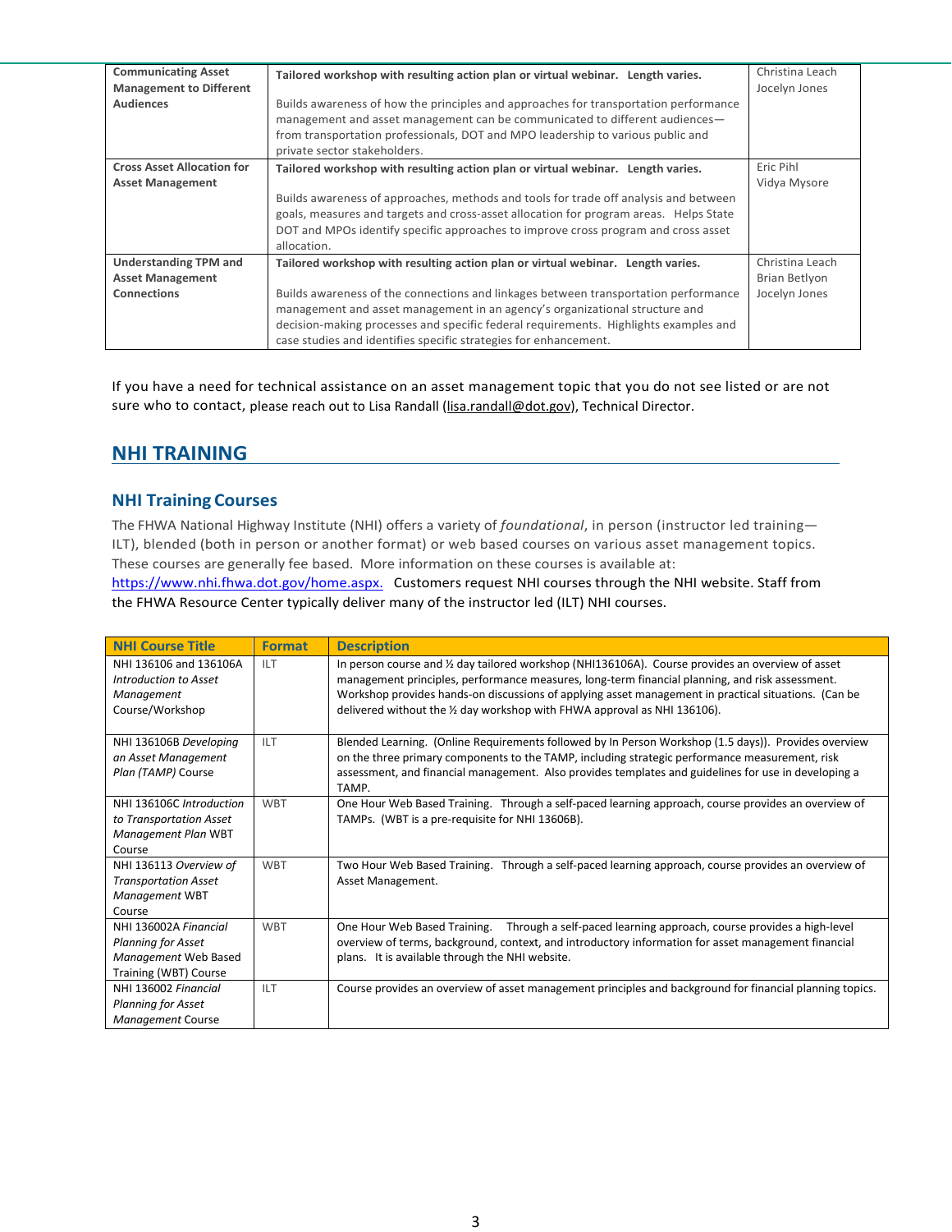| | | |
|---|---|---|
| **Communicating Asset Management to Different Audiences** | **Tailored workshop with resulting action plan or virtual webinar. Length varies.**<br><br>Builds awareness of how the principles and approaches for transportation performance management and asset management can be communicated to different audiences—from transportation professionals, DOT and MPO leadership to various public and private sector stakeholders. | Christina Leach<br>Jocelyn Jones |
| **Cross Asset Allocation for Asset Management** | **Tailored workshop with resulting action plan or virtual webinar. Length varies.**<br><br>Builds awareness of approaches, methods and tools for trade off analysis and between goals, measures and targets and cross-asset allocation for program areas. Helps State DOT and MPOs identify specific approaches to improve cross program and cross asset allocation. | Eric Pihl<br>Vidya Mysore |
| **Understanding TPM and Asset Management Connections** | **Tailored workshop with resulting action plan or virtual webinar. Length varies.**<br><br>Builds awareness of the connections and linkages between transportation performance management and asset management in an agency's organizational structure and decision-making processes and specific federal requirements. Highlights examples and case studies and identifies specific strategies for enhancement. | Christina Leach<br>Brian Betlyon<br>Jocelyn Jones |

If you have a need for technical assistance on an asset management topic that you do not see listed or are not sure who to contact, please reach out to Lisa Randall (lisa.randall@dot.gov), Technical Director.

## NHI TRAINING

### NHI Training Courses

The FHWA National Highway Institute (NHI) offers a variety of *foundational*, in person (instructor led training—ILT), blended (both in person or another format) or web based courses on various asset management topics. These courses are generally fee based. More information on these courses is available at: https://www.nhi.fhwa.dot.gov/home.aspx. Customers request NHI courses through the NHI website. Staff from the FHWA Resource Center typically deliver many of the instructor led (ILT) NHI courses.

| NHI Course Title | Format | Description |
|---|---|---|
| NHI 136106 and 136106A *Introduction to Asset Management* Course/Workshop | ILT | In person course and ½ day tailored workshop (NHI136106A). Course provides an overview of asset management principles, performance measures, long-term financial planning, and risk assessment. Workshop provides hands-on discussions of applying asset management in practical situations. (Can be delivered without the ½ day workshop with FHWA approval as NHI 136106). |
| NHI 136106B *Developing an Asset Management Plan (TAMP)* Course | ILT | Blended Learning. (Online Requirements followed by In Person Workshop (1.5 days)). Provides overview on the three primary components to the TAMP, including strategic performance measurement, risk assessment, and financial management. Also provides templates and guidelines for use in developing a TAMP. |
| NHI 136106C *Introduction to Transportation Asset Management Plan* WBT Course | WBT | One Hour Web Based Training. Through a self-paced learning approach, course provides an overview of TAMPs. (WBT is a pre-requisite for NHI 13606B). |
| NHI 136113 *Overview of Transportation Asset Management* WBT Course | WBT | Two Hour Web Based Training. Through a self-paced learning approach, course provides an overview of Asset Management. |
| NHI 136002A *Financial Planning for Asset Management* Web Based Training (WBT) Course | WBT | One Hour Web Based Training. Through a self-paced learning approach, course provides a high-level overview of terms, background, context, and introductory information for asset management financial plans. It is available through the NHI website. |
| NHI 136002 *Financial Planning for Asset Management* Course | ILT | Course provides an overview of asset management principles and background for financial planning topics. |